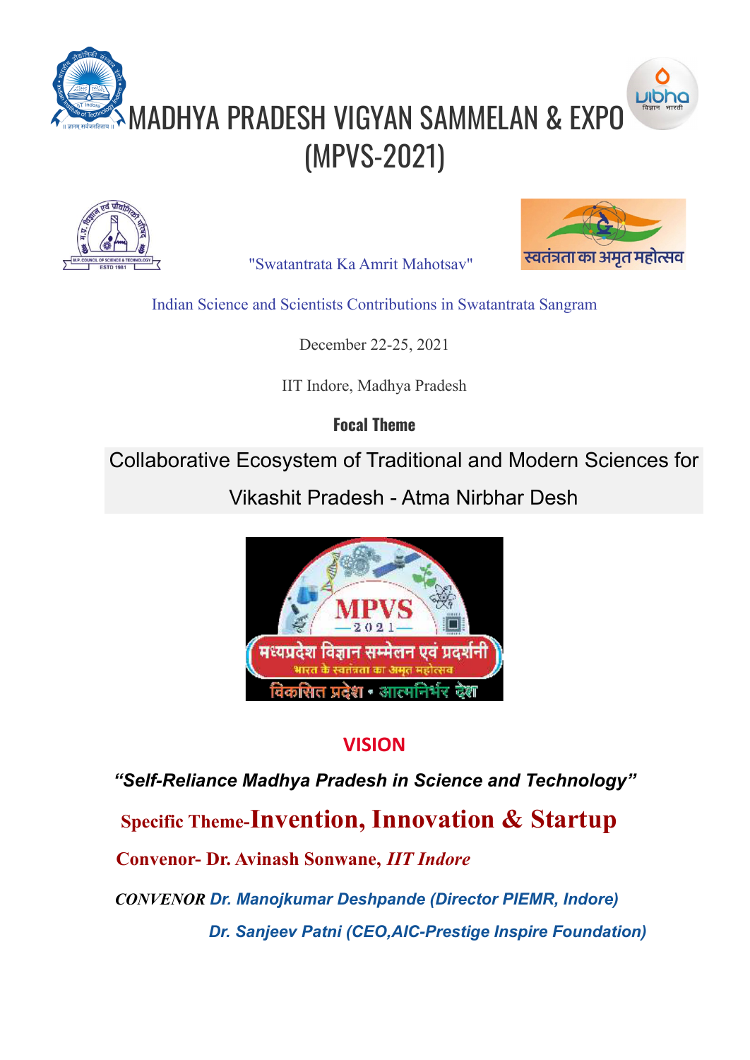# MADHYA PRADESH VIGYAN SAMMELAN & EXPO (MPVS-2021)

"Swatantrata Ka Amrit Mahotsav"

Indian Science and Scientists Contributions in Swatantrata Sangram

December 22-25, 2021

IIT Indore, Madhya Pradesh

**Focal Theme**

Collaborative Ecosystem of Traditional and Modern Sciences for Vikashit Pradesh - Atma Nirbhar Desh

## VISION

***"Self-Reliance Madhya Pradesh in Science and Technology"***

**Specific Theme-Invention, Innovation & Startup**

**Convenor- Dr. Avinash Sonwane, *IIT Indore***

***CONVENOR Dr. Manojkumar Deshpande (Director PIEMR, Indore)***

***Dr. Sanjeev Patni (CEO,AIC-Prestige Inspire Foundation)***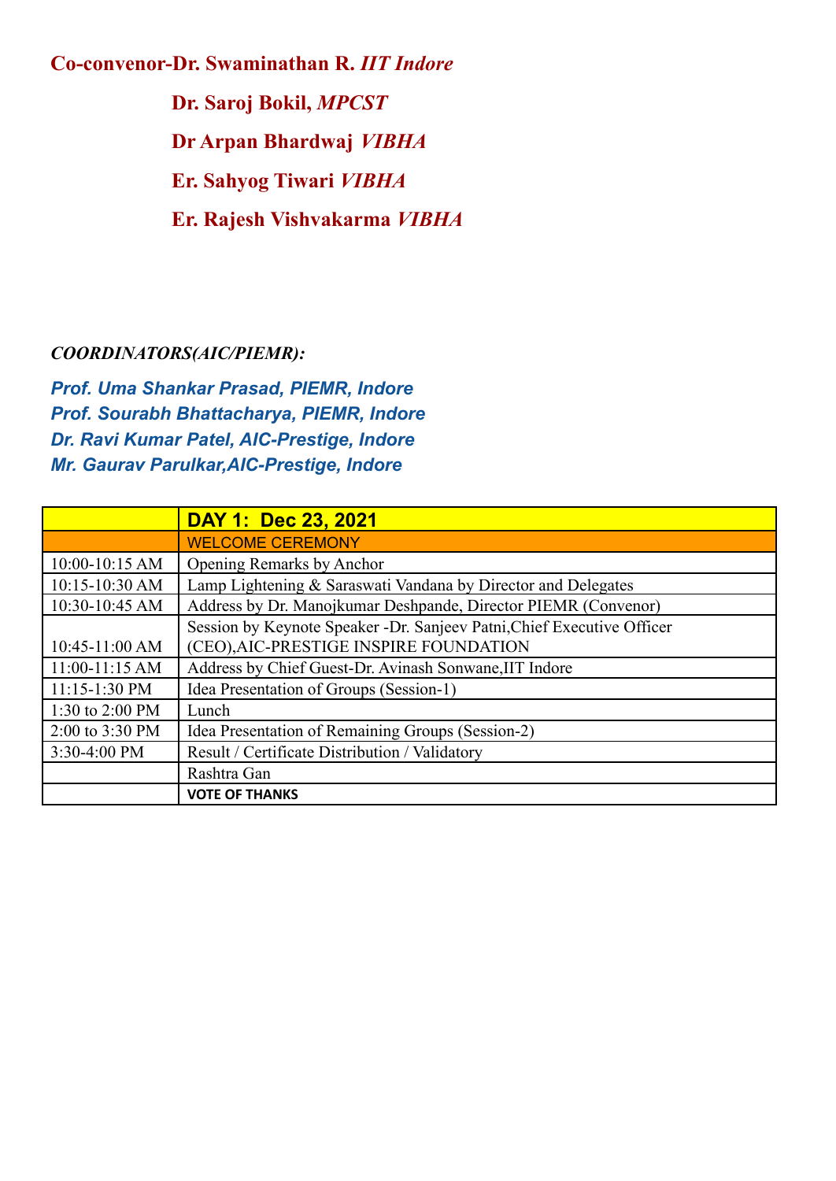**Co-convenor-Dr. Swaminathan R.** ***IIT Indore***

**Dr. Saroj Bokil,** ***MPCST***

**Dr Arpan Bhardwaj** ***VIBHA***

**Er. Sahyog Tiwari** ***VIBHA***

**Er. Rajesh Vishvakarma** ***VIBHA***

***COORDINATORS(AIC/PIEMR):***

***Prof. Uma Shankar Prasad, PIEMR, Indore***
***Prof. Sourabh Bhattacharya, PIEMR, Indore***
***Dr. Ravi Kumar Patel, AIC-Prestige, Indore***
***Mr. Gaurav Parulkar,AIC-Prestige, Indore***

| | **DAY 1: Dec 23, 2021** |
|---|---|
| | WELCOME CEREMONY |
| 10:00-10:15 AM | Opening Remarks by Anchor |
| 10:15-10:30 AM | Lamp Lightening & Saraswati Vandana by Director and Delegates |
| 10:30-10:45 AM | Address by Dr. Manojkumar Deshpande, Director PIEMR (Convenor) |
| 10:45-11:00 AM | Session by Keynote Speaker -Dr. Sanjeev Patni,Chief Executive Officer (CEO),AIC-PRESTIGE INSPIRE FOUNDATION |
| 11:00-11:15 AM | Address by Chief Guest-Dr. Avinash Sonwane,IIT Indore |
| 11:15-1:30 PM | Idea Presentation of Groups (Session-1) |
| 1:30 to 2:00 PM | Lunch |
| 2:00 to 3:30 PM | Idea Presentation of Remaining Groups (Session-2) |
| 3:30-4:00 PM | Result / Certificate Distribution / Validatory |
| | Rashtra Gan |
| | **VOTE OF THANKS** |